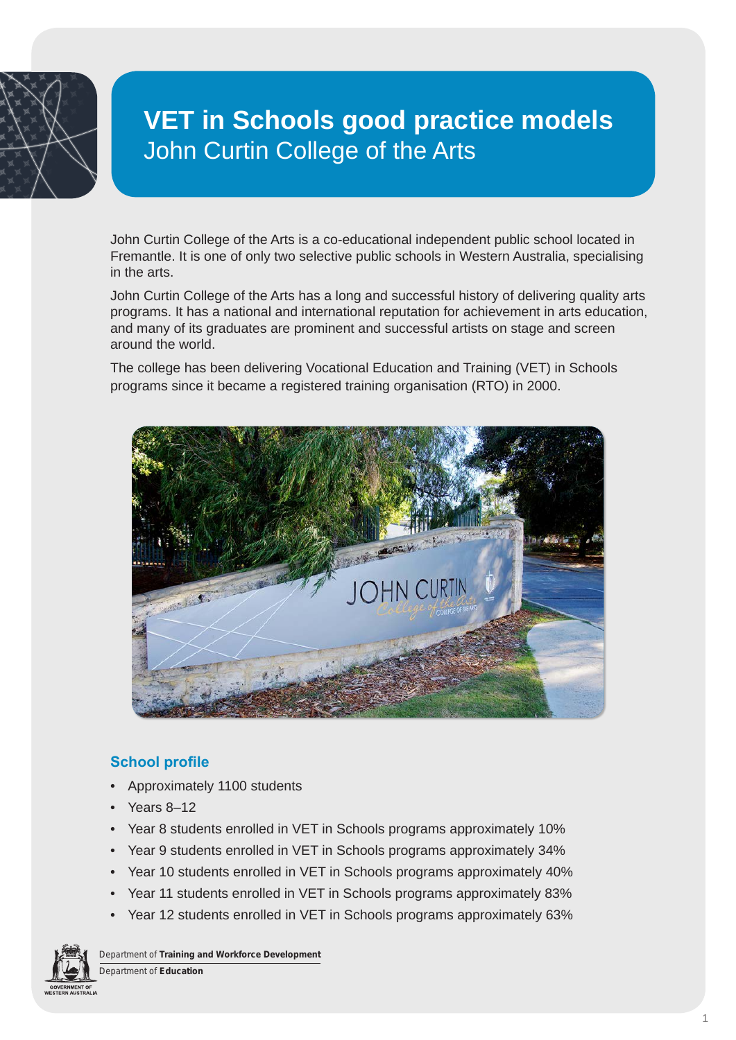# VET in Schools good practice models

## John Curtin College of the Arts

John Curtin College of the Arts is a co-educational independent public school located in Fremantle. It is one of only two selective public schools in Western Australia, specialising in the arts.

John Curtin College of the Arts has a long and successful history of delivering quality arts programs. It has a national and international reputation for achievement in arts education, and many of its graduates are prominent and successful artists on stage and screen around the world.

The college has been delivering Vocational Education and Training (VET) in Schools programs since it became a registered training organisation (RTO) in 2000.

### School profile

- Approximately 1100 students
- Years 8–12
- Year 8 students enrolled in VET in Schools programs approximately 10%
- Year 9 students enrolled in VET in Schools programs approximately 34%
- Year 10 students enrolled in VET in Schools programs approximately 40%
- Year 11 students enrolled in VET in Schools programs approximately 83%
- Year 12 students enrolled in VET in Schools programs approximately 63%

Department of **Training and Workforce Development**
Department of **Education**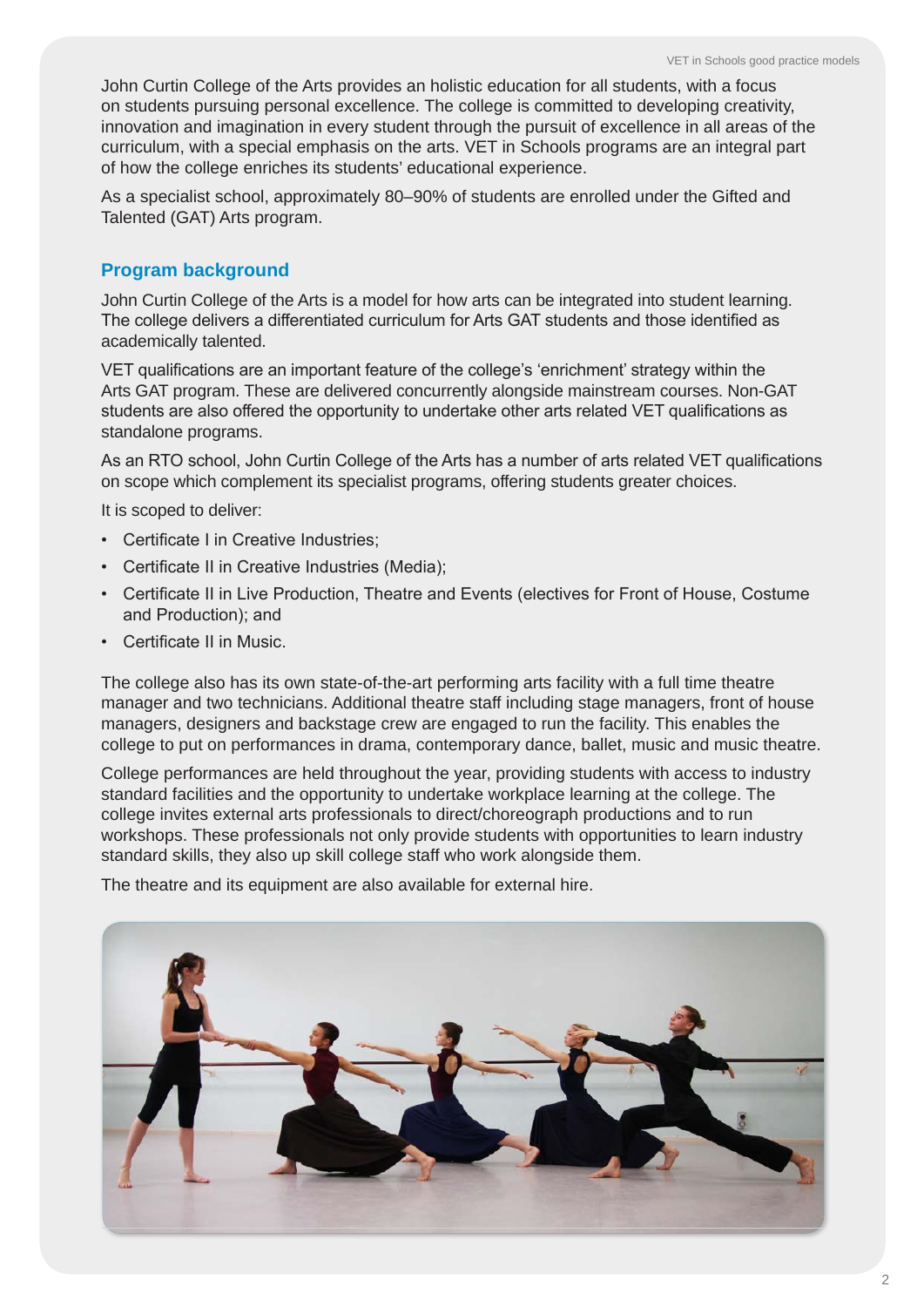John Curtin College of the Arts provides an holistic education for all students, with a focus on students pursuing personal excellence. The college is committed to developing creativity, innovation and imagination in every student through the pursuit of excellence in all areas of the curriculum, with a special emphasis on the arts. VET in Schools programs are an integral part of how the college enriches its students' educational experience.

As a specialist school, approximately 80–90% of students are enrolled under the Gifted and Talented (GAT) Arts program.

## Program background

John Curtin College of the Arts is a model for how arts can be integrated into student learning. The college delivers a differentiated curriculum for Arts GAT students and those identified as academically talented.

VET qualifications are an important feature of the college's 'enrichment' strategy within the Arts GAT program. These are delivered concurrently alongside mainstream courses. Non-GAT students are also offered the opportunity to undertake other arts related VET qualifications as standalone programs.

As an RTO school, John Curtin College of the Arts has a number of arts related VET qualifications on scope which complement its specialist programs, offering students greater choices.

It is scoped to deliver:

- Certificate I in Creative Industries;
- Certificate II in Creative Industries (Media);
- Certificate II in Live Production, Theatre and Events (electives for Front of House, Costume and Production); and
- Certificate II in Music.

The college also has its own state-of-the-art performing arts facility with a full time theatre manager and two technicians. Additional theatre staff including stage managers, front of house managers, designers and backstage crew are engaged to run the facility. This enables the college to put on performances in drama, contemporary dance, ballet, music and music theatre.

College performances are held throughout the year, providing students with access to industry standard facilities and the opportunity to undertake workplace learning at the college. The college invites external arts professionals to direct/choreograph productions and to run workshops. These professionals not only provide students with opportunities to learn industry standard skills, they also up skill college staff who work alongside them.

The theatre and its equipment are also available for external hire.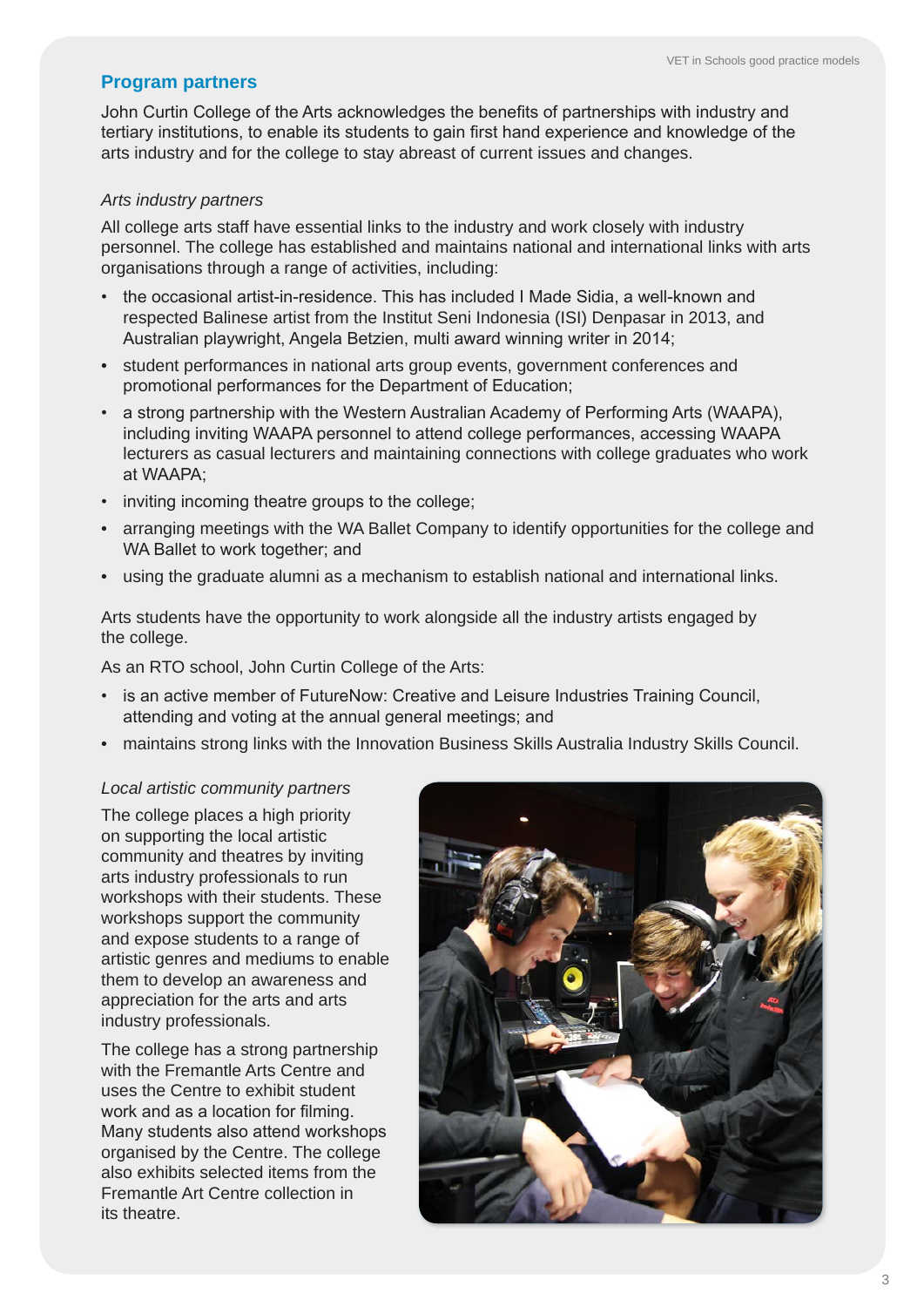## Program partners

John Curtin College of the Arts acknowledges the benefits of partnerships with industry and tertiary institutions, to enable its students to gain first hand experience and knowledge of the arts industry and for the college to stay abreast of current issues and changes.

*Arts industry partners*

All college arts staff have essential links to the industry and work closely with industry personnel. The college has established and maintains national and international links with arts organisations through a range of activities, including:

- the occasional artist-in-residence. This has included I Made Sidia, a well-known and respected Balinese artist from the Institut Seni Indonesia (ISI) Denpasar in 2013, and Australian playwright, Angela Betzien, multi award winning writer in 2014;
- student performances in national arts group events, government conferences and promotional performances for the Department of Education;
- a strong partnership with the Western Australian Academy of Performing Arts (WAAPA), including inviting WAAPA personnel to attend college performances, accessing WAAPA lecturers as casual lecturers and maintaining connections with college graduates who work at WAAPA;
- inviting incoming theatre groups to the college;
- arranging meetings with the WA Ballet Company to identify opportunities for the college and WA Ballet to work together; and
- using the graduate alumni as a mechanism to establish national and international links.

Arts students have the opportunity to work alongside all the industry artists engaged by the college.

As an RTO school, John Curtin College of the Arts:

- is an active member of FutureNow: Creative and Leisure Industries Training Council, attending and voting at the annual general meetings; and
- maintains strong links with the Innovation Business Skills Australia Industry Skills Council.

*Local artistic community partners*

The college places a high priority on supporting the local artistic community and theatres by inviting arts industry professionals to run workshops with their students. These workshops support the community and expose students to a range of artistic genres and mediums to enable them to develop an awareness and appreciation for the arts and arts industry professionals.

The college has a strong partnership with the Fremantle Arts Centre and uses the Centre to exhibit student work and as a location for filming. Many students also attend workshops organised by the Centre. The college also exhibits selected items from the Fremantle Art Centre collection in its theatre.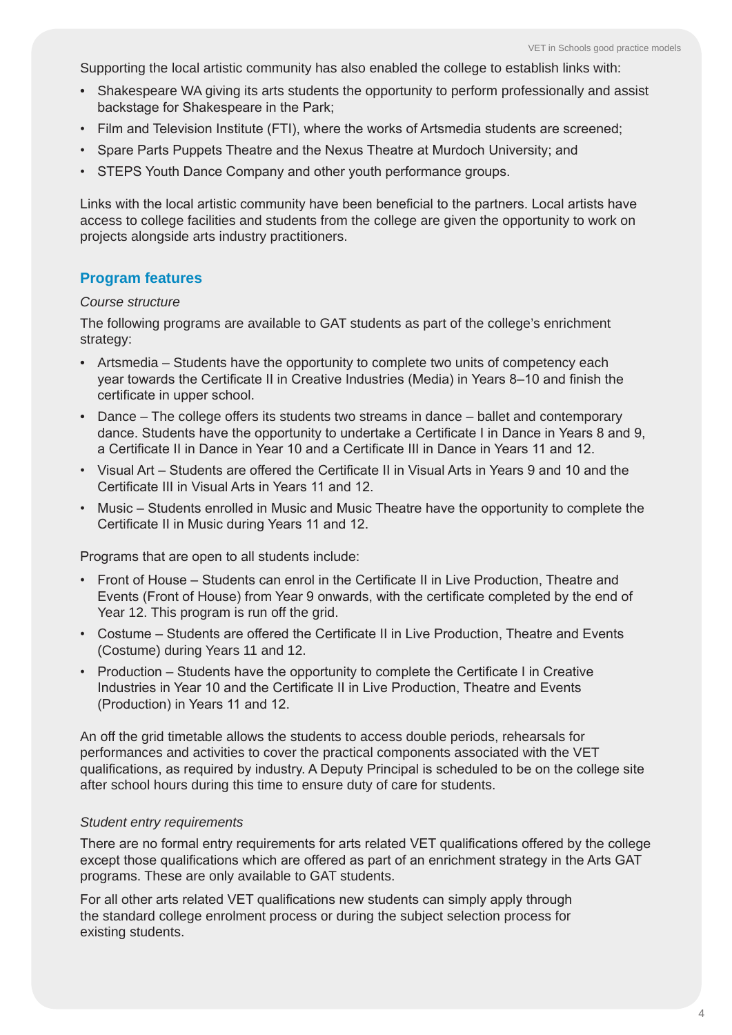Supporting the local artistic community has also enabled the college to establish links with:

- Shakespeare WA giving its arts students the opportunity to perform professionally and assist backstage for Shakespeare in the Park;
- Film and Television Institute (FTI), where the works of Artsmedia students are screened;
- Spare Parts Puppets Theatre and the Nexus Theatre at Murdoch University; and
- STEPS Youth Dance Company and other youth performance groups.

Links with the local artistic community have been beneficial to the partners. Local artists have access to college facilities and students from the college are given the opportunity to work on projects alongside arts industry practitioners.

## Program features

*Course structure*

The following programs are available to GAT students as part of the college's enrichment strategy:

- Artsmedia – Students have the opportunity to complete two units of competency each year towards the Certificate II in Creative Industries (Media) in Years 8–10 and finish the certificate in upper school.
- Dance – The college offers its students two streams in dance – ballet and contemporary dance. Students have the opportunity to undertake a Certificate I in Dance in Years 8 and 9, a Certificate II in Dance in Year 10 and a Certificate III in Dance in Years 11 and 12.
- Visual Art – Students are offered the Certificate II in Visual Arts in Years 9 and 10 and the Certificate III in Visual Arts in Years 11 and 12.
- Music – Students enrolled in Music and Music Theatre have the opportunity to complete the Certificate II in Music during Years 11 and 12.

Programs that are open to all students include:

- Front of House – Students can enrol in the Certificate II in Live Production, Theatre and Events (Front of House) from Year 9 onwards, with the certificate completed by the end of Year 12. This program is run off the grid.
- Costume – Students are offered the Certificate II in Live Production, Theatre and Events (Costume) during Years 11 and 12.
- Production – Students have the opportunity to complete the Certificate I in Creative Industries in Year 10 and the Certificate II in Live Production, Theatre and Events (Production) in Years 11 and 12.

An off the grid timetable allows the students to access double periods, rehearsals for performances and activities to cover the practical components associated with the VET qualifications, as required by industry. A Deputy Principal is scheduled to be on the college site after school hours during this time to ensure duty of care for students.

*Student entry requirements*

There are no formal entry requirements for arts related VET qualifications offered by the college except those qualifications which are offered as part of an enrichment strategy in the Arts GAT programs. These are only available to GAT students.

For all other arts related VET qualifications new students can simply apply through the standard college enrolment process or during the subject selection process for existing students.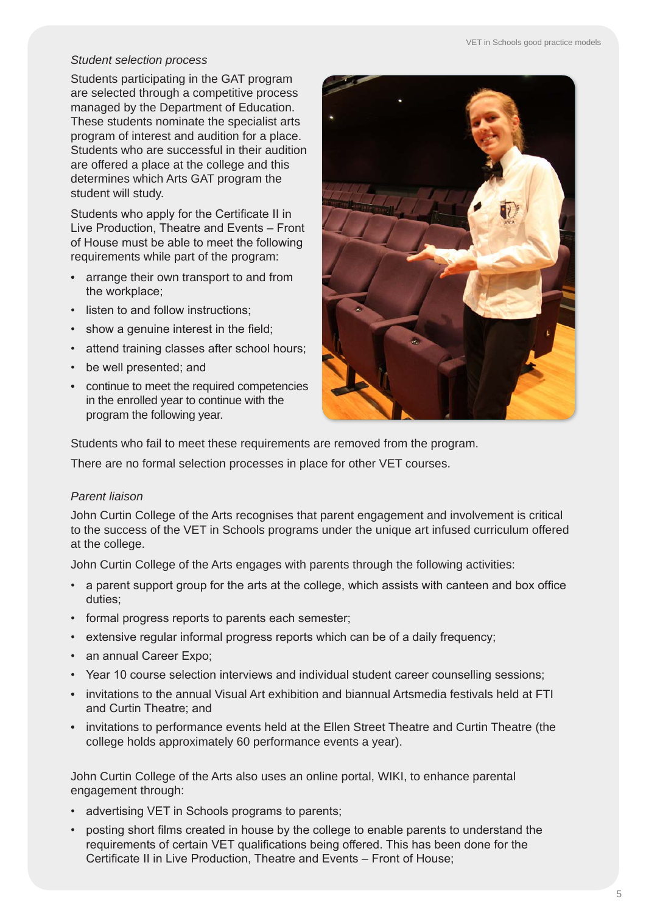*Student selection process*

Students participating in the GAT program are selected through a competitive process managed by the Department of Education. These students nominate the specialist arts program of interest and audition for a place. Students who are successful in their audition are offered a place at the college and this determines which Arts GAT program the student will study.

Students who apply for the Certificate II in Live Production, Theatre and Events – Front of House must be able to meet the following requirements while part of the program:

- arrange their own transport to and from the workplace;
- listen to and follow instructions;
- show a genuine interest in the field;
- attend training classes after school hours;
- be well presented; and
- continue to meet the required competencies in the enrolled year to continue with the program the following year.

Students who fail to meet these requirements are removed from the program.

There are no formal selection processes in place for other VET courses.

*Parent liaison*

John Curtin College of the Arts recognises that parent engagement and involvement is critical to the success of the VET in Schools programs under the unique art infused curriculum offered at the college.

John Curtin College of the Arts engages with parents through the following activities:

- a parent support group for the arts at the college, which assists with canteen and box office duties;
- formal progress reports to parents each semester;
- extensive regular informal progress reports which can be of a daily frequency;
- an annual Career Expo;
- Year 10 course selection interviews and individual student career counselling sessions;
- invitations to the annual Visual Art exhibition and biannual Artsmedia festivals held at FTI and Curtin Theatre; and
- invitations to performance events held at the Ellen Street Theatre and Curtin Theatre (the college holds approximately 60 performance events a year).

John Curtin College of the Arts also uses an online portal, WIKI, to enhance parental engagement through:

- advertising VET in Schools programs to parents;
- posting short films created in house by the college to enable parents to understand the requirements of certain VET qualifications being offered. This has been done for the Certificate II in Live Production, Theatre and Events – Front of House;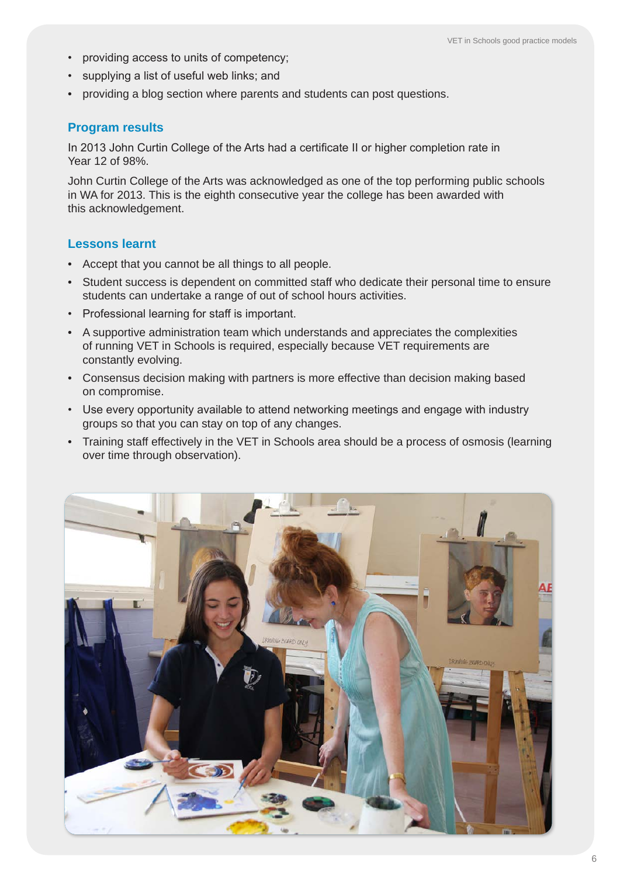- providing access to units of competency;
- supplying a list of useful web links; and
- providing a blog section where parents and students can post questions.

### Program results

In 2013 John Curtin College of the Arts had a certificate II or higher completion rate in Year 12 of 98%.

John Curtin College of the Arts was acknowledged as one of the top performing public schools in WA for 2013. This is the eighth consecutive year the college has been awarded with this acknowledgement.

### Lessons learnt

- Accept that you cannot be all things to all people.
- Student success is dependent on committed staff who dedicate their personal time to ensure students can undertake a range of out of school hours activities.
- Professional learning for staff is important.
- A supportive administration team which understands and appreciates the complexities of running VET in Schools is required, especially because VET requirements are constantly evolving.
- Consensus decision making with partners is more effective than decision making based on compromise.
- Use every opportunity available to attend networking meetings and engage with industry groups so that you can stay on top of any changes.
- Training staff effectively in the VET in Schools area should be a process of osmosis (learning over time through observation).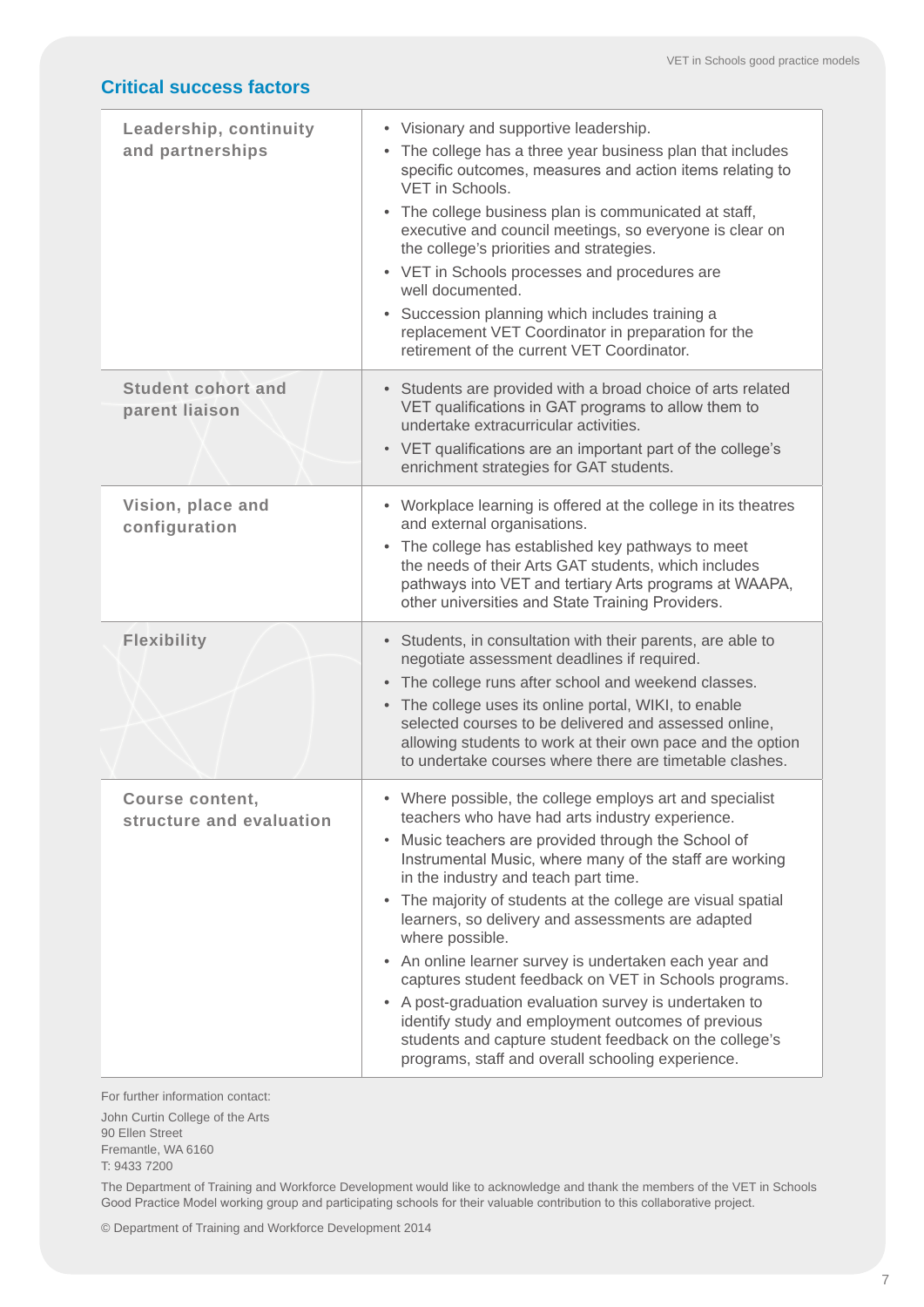## Critical success factors

| | |
|---|---|
| **Leadership, continuity and partnerships** | • Visionary and supportive leadership.<br>• The college has a three year business plan that includes specific outcomes, measures and action items relating to VET in Schools.<br>• The college business plan is communicated at staff, executive and council meetings, so everyone is clear on the college's priorities and strategies.<br>• VET in Schools processes and procedures are well documented.<br>• Succession planning which includes training a replacement VET Coordinator in preparation for the retirement of the current VET Coordinator. |
| **Student cohort and parent liaison** | • Students are provided with a broad choice of arts related VET qualifications in GAT programs to allow them to undertake extracurricular activities.<br>• VET qualifications are an important part of the college's enrichment strategies for GAT students. |
| **Vision, place and configuration** | • Workplace learning is offered at the college in its theatres and external organisations.<br>• The college has established key pathways to meet the needs of their Arts GAT students, which includes pathways into VET and tertiary Arts programs at WAAPA, other universities and State Training Providers. |
| **Flexibility** | • Students, in consultation with their parents, are able to negotiate assessment deadlines if required.<br>• The college runs after school and weekend classes.<br>• The college uses its online portal, WIKI, to enable selected courses to be delivered and assessed online, allowing students to work at their own pace and the option to undertake courses where there are timetable clashes. |
| **Course content, structure and evaluation** | • Where possible, the college employs art and specialist teachers who have had arts industry experience.<br>• Music teachers are provided through the School of Instrumental Music, where many of the staff are working in the industry and teach part time.<br>• The majority of students at the college are visual spatial learners, so delivery and assessments are adapted where possible.<br>• An online learner survey is undertaken each year and captures student feedback on VET in Schools programs.<br>• A post-graduation evaluation survey is undertaken to identify study and employment outcomes of previous students and capture student feedback on the college's programs, staff and overall schooling experience. |

For further information contact:

John Curtin College of the Arts
90 Ellen Street
Fremantle, WA 6160
T: 9433 7200

The Department of Training and Workforce Development would like to acknowledge and thank the members of the VET in Schools Good Practice Model working group and participating schools for their valuable contribution to this collaborative project.

© Department of Training and Workforce Development 2014